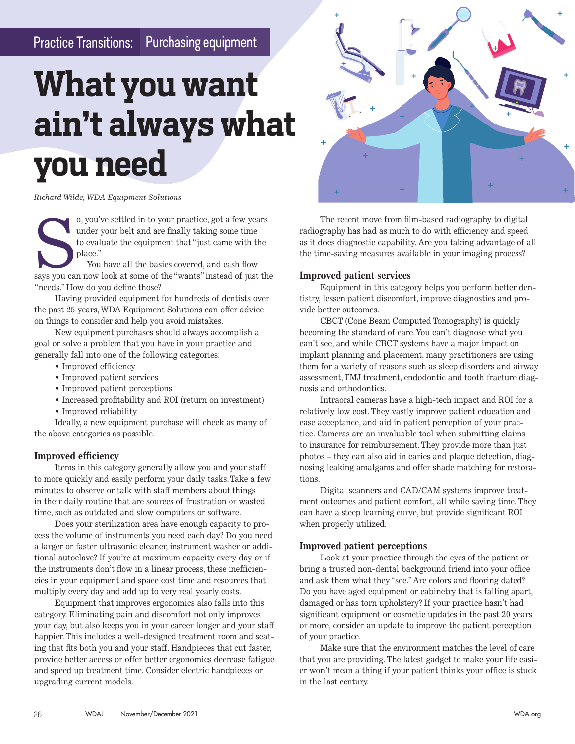Practice Transitions: Purchasing equipment

# What you want ain't always what you need

*Richard Wilde, WDA Equipment Solutions*

So, you've settled in to your practice, got a few years under your belt and are finally taking some time to evaluate the equipment that "just came with the place."

You have all the basics covered, and cash flow says you can now look at some of the "wants" instead of just the "needs." How do you define those?

Having provided equipment for hundreds of dentists over the past 25 years, WDA Equipment Solutions can offer advice on things to consider and help you avoid mistakes.

New equipment purchases should always accomplish a goal or solve a problem that you have in your practice and generally fall into one of the following categories:

- Improved efficiency
- Improved patient services
- Improved patient perceptions
- Increased profitability and ROI (return on investment)
- Improved reliability

Ideally, a new equipment purchase will check as many of the above categories as possible.

## Improved efficiency

Items in this category generally allow you and your staff to more quickly and easily perform your daily tasks. Take a few minutes to observe or talk with staff members about things in their daily routine that are sources of frustration or wasted time, such as outdated and slow computers or software.

Does your sterilization area have enough capacity to process the volume of instruments you need each day? Do you need a larger or faster ultrasonic cleaner, instrument washer or additional autoclave? If you're at maximum capacity every day or if the instruments don't flow in a linear process, these inefficiencies in your equipment and space cost time and resources that multiply every day and add up to very real yearly costs.

Equipment that improves ergonomics also falls into this category. Eliminating pain and discomfort not only improves your day, but also keeps you in your career longer and your staff happier. This includes a well-designed treatment room and seating that fits both you and your staff. Handpieces that cut faster, provide better access or offer better ergonomics decrease fatigue and speed up treatment time. Consider electric handpieces or upgrading current models.

The recent move from film-based radiography to digital radiography has had as much to do with efficiency and speed as it does diagnostic capability. Are you taking advantage of all the time-saving measures available in your imaging process?

## Improved patient services

Equipment in this category helps you perform better dentistry, lessen patient discomfort, improve diagnostics and provide better outcomes.

CBCT (Cone Beam Computed Tomography) is quickly becoming the standard of care. You can't diagnose what you can't see, and while CBCT systems have a major impact on implant planning and placement, many practitioners are using them for a variety of reasons such as sleep disorders and airway assessment, TMJ treatment, endodontic and tooth fracture diagnosis and orthodontics.

Intraoral cameras have a high-tech impact and ROI for a relatively low cost. They vastly improve patient education and case acceptance, and aid in patient perception of your practice. Cameras are an invaluable tool when submitting claims to insurance for reimbursement. They provide more than just photos – they can also aid in caries and plaque detection, diagnosing leaking amalgams and offer shade matching for restorations.

Digital scanners and CAD/CAM systems improve treatment outcomes and patient comfort, all while saving time. They can have a steep learning curve, but provide significant ROI when properly utilized.

## Improved patient perceptions

Look at your practice through the eyes of the patient or bring a trusted non-dental background friend into your office and ask them what they "see." Are colors and flooring dated? Do you have aged equipment or cabinetry that is falling apart, damaged or has torn upholstery? If your practice hasn't had significant equipment or cosmetic updates in the past 20 years or more, consider an update to improve the patient perception of your practice.

Make sure that the environment matches the level of care that you are providing. The latest gadget to make your life easier won't mean a thing if your patient thinks your office is stuck in the last century.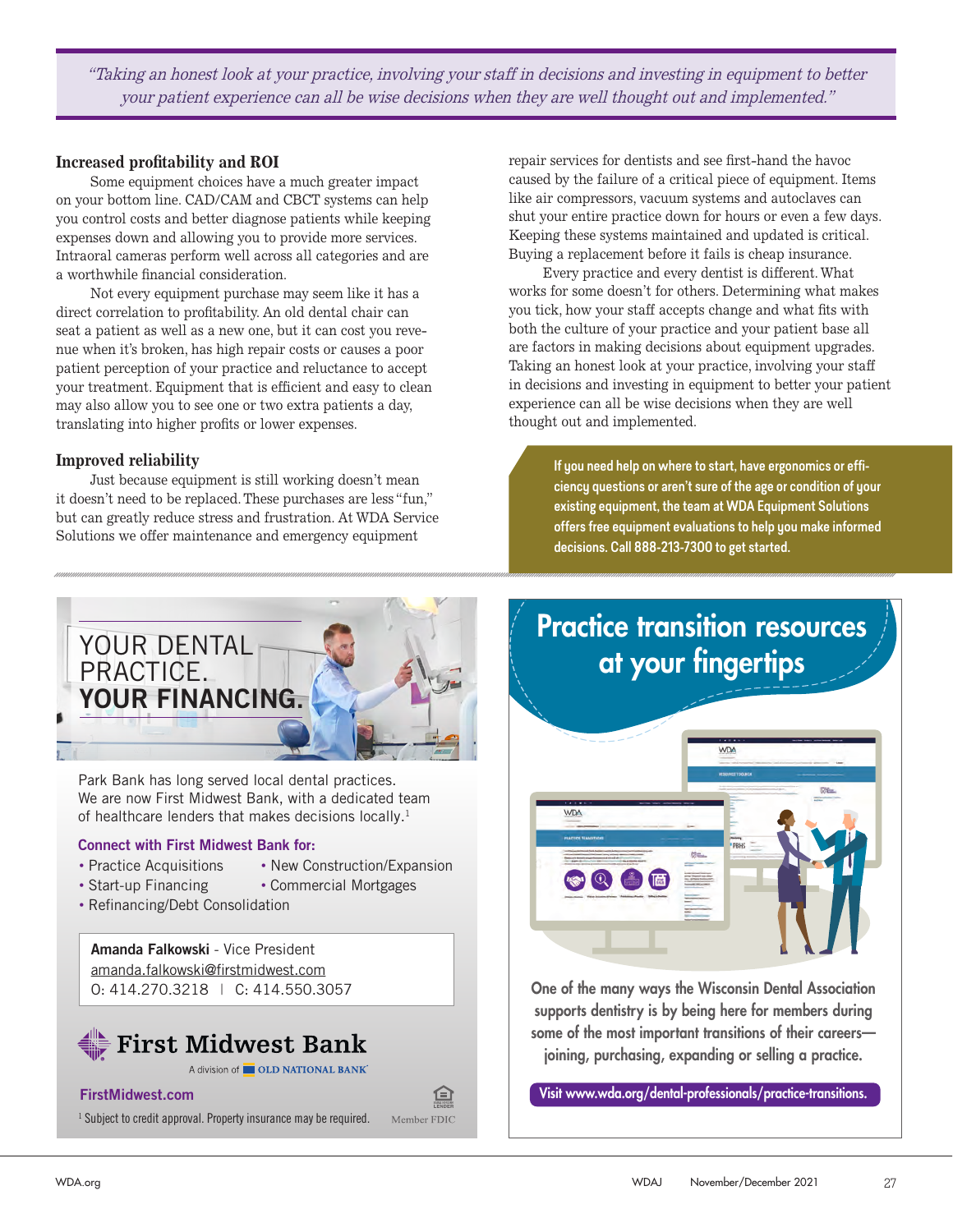*"Taking an honest look at your practice, involving your staff in decisions and investing in equipment to better your patient experience can all be wise decisions when they are well thought out and implemented."*

### Increased profitability and ROI

Some equipment choices have a much greater impact on your bottom line. CAD/CAM and CBCT systems can help you control costs and better diagnose patients while keeping expenses down and allowing you to provide more services. Intraoral cameras perform well across all categories and are a worthwhile financial consideration.

Not every equipment purchase may seem like it has a direct correlation to profitability. An old dental chair can seat a patient as well as a new one, but it can cost you revenue when it's broken, has high repair costs or causes a poor patient perception of your practice and reluctance to accept your treatment. Equipment that is efficient and easy to clean may also allow you to see one or two extra patients a day, translating into higher profits or lower expenses.

### Improved reliability

Just because equipment is still working doesn't mean it doesn't need to be replaced. These purchases are less "fun," but can greatly reduce stress and frustration. At WDA Service Solutions we offer maintenance and emergency equipment repair services for dentists and see first-hand the havoc caused by the failure of a critical piece of equipment. Items like air compressors, vacuum systems and autoclaves can shut your entire practice down for hours or even a few days. Keeping these systems maintained and updated is critical. Buying a replacement before it fails is cheap insurance.

Every practice and every dentist is different. What works for some doesn't for others. Determining what makes you tick, how your staff accepts change and what fits with both the culture of your practice and your patient base all are factors in making decisions about equipment upgrades. Taking an honest look at your practice, involving your staff in decisions and investing in equipment to better your patient experience can all be wise decisions when they are well thought out and implemented.

**If you need help on where to start, have ergonomics or efficiency questions or aren't sure of the age or condition of your existing equipment, the team at WDA Equipment Solutions offers free equipment evaluations to help you make informed decisions. Call 888-213-7300 to get started.**

---

YOUR DENTAL PRACTICE.
**YOUR FINANCING.**

Park Bank has long served local dental practices. We are now First Midwest Bank, with a dedicated team of healthcare lenders that makes decisions locally.[1]

**Connect with First Midwest Bank for:**

- Practice Acquisitions
- New Construction/Expansion
- Start-up Financing
- Commercial Mortgages
- Refinancing/Debt Consolidation

**Amanda Falkowski** - Vice President
amanda.falkowski@firstmidwest.com
O: 414.270.3218 | C: 414.550.3057

First Midwest Bank
A division of OLD NATIONAL BANK

**FirstMidwest.com**

[1] Subject to credit approval. Property insurance may be required.

Member FDIC

---

## Practice transition resources at your fingertips

One of the many ways the Wisconsin Dental Association supports dentistry is by being here for members during some of the most important transitions of their careers—joining, purchasing, expanding or selling a practice.

Visit www.wda.org/dental-professionals/practice-transitions.